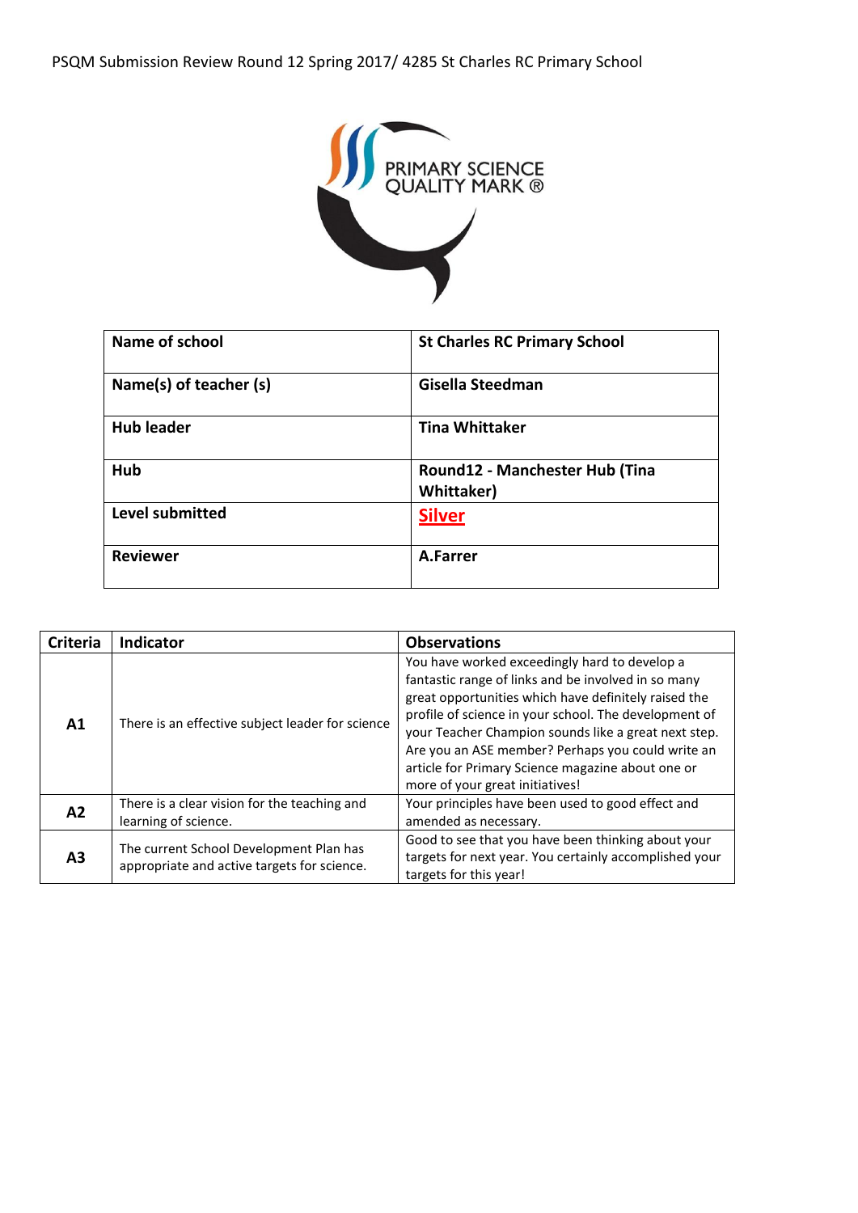PSQM Submission Review Round 12 Spring 2017/ 4285 St Charles RC Primary School

PRIMARY SCIENCE QUALITY MARK ®

| **Name of school** | **St Charles RC Primary School** |
|---|---|
| **Name(s) of teacher (s)** | **Gisella Steedman** |
| **Hub leader** | **Tina Whittaker** |
| **Hub** | **Round12 - Manchester Hub (Tina Whittaker)** |
| **Level submitted** | **Silver** |
| **Reviewer** | **A.Farrer** |

| Criteria | Indicator | Observations |
|---|---|---|
| **A1** | There is an effective subject leader for science | You have worked exceedingly hard to develop a fantastic range of links and be involved in so many great opportunities which have definitely raised the profile of science in your school. The development of your Teacher Champion sounds like a great next step. Are you an ASE member? Perhaps you could write an article for Primary Science magazine about one or more of your great initiatives! |
| **A2** | There is a clear vision for the teaching and learning of science. | Your principles have been used to good effect and amended as necessary. |
| **A3** | The current School Development Plan has appropriate and active targets for science. | Good to see that you have been thinking about your targets for next year. You certainly accomplished your targets for this year! |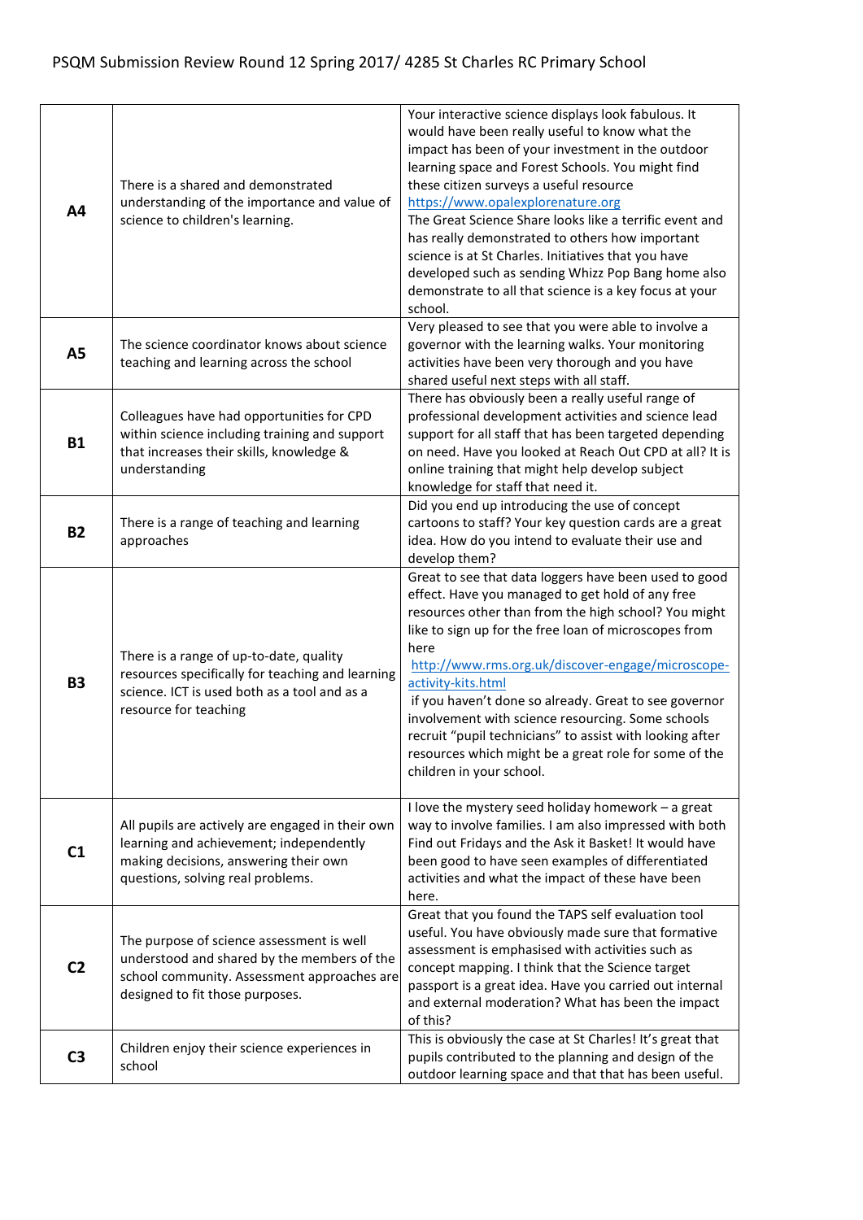PSQM Submission Review Round 12 Spring 2017/ 4285 St Charles RC Primary School

| | | |
|---|---|---|
| **A4** | There is a shared and demonstrated understanding of the importance and value of science to children's learning. | Your interactive science displays look fabulous. It would have been really useful to know what the impact has been of your investment in the outdoor learning space and Forest Schools. You might find these citizen surveys a useful resource https://www.opalexplorenature.org The Great Science Share looks like a terrific event and has really demonstrated to others how important science is at St Charles. Initiatives that you have developed such as sending Whizz Pop Bang home also demonstrate to all that science is a key focus at your school. |
| **A5** | The science coordinator knows about science teaching and learning across the school | Very pleased to see that you were able to involve a governor with the learning walks. Your monitoring activities have been very thorough and you have shared useful next steps with all staff. |
| **B1** | Colleagues have had opportunities for CPD within science including training and support that increases their skills, knowledge & understanding | There has obviously been a really useful range of professional development activities and science lead support for all staff that has been targeted depending on need. Have you looked at Reach Out CPD at all? It is online training that might help develop subject knowledge for staff that need it. |
| **B2** | There is a range of teaching and learning approaches | Did you end up introducing the use of concept cartoons to staff? Your key question cards are a great idea. How do you intend to evaluate their use and develop them? |
| **B3** | There is a range of up-to-date, quality resources specifically for teaching and learning science. ICT is used both as a tool and as a resource for teaching | Great to see that data loggers have been used to good effect. Have you managed to get hold of any free resources other than from the high school? You might like to sign up for the free loan of microscopes from here http://www.rms.org.uk/discover-engage/microscope-activity-kits.html if you haven't done so already. Great to see governor involvement with science resourcing. Some schools recruit "pupil technicians" to assist with looking after resources which might be a great role for some of the children in your school. |
| **C1** | All pupils are actively are engaged in their own learning and achievement; independently making decisions, answering their own questions, solving real problems. | I love the mystery seed holiday homework – a great way to involve families. I am also impressed with both Find out Fridays and the Ask it Basket! It would have been good to have seen examples of differentiated activities and what the impact of these have been here. |
| **C2** | The purpose of science assessment is well understood and shared by the members of the school community. Assessment approaches are designed to fit those purposes. | Great that you found the TAPS self evaluation tool useful. You have obviously made sure that formative assessment is emphasised with activities such as concept mapping. I think that the Science target passport is a great idea. Have you carried out internal and external moderation? What has been the impact of this? |
| **C3** | Children enjoy their science experiences in school | This is obviously the case at St Charles! It's great that pupils contributed to the planning and design of the outdoor learning space and that that has been useful. |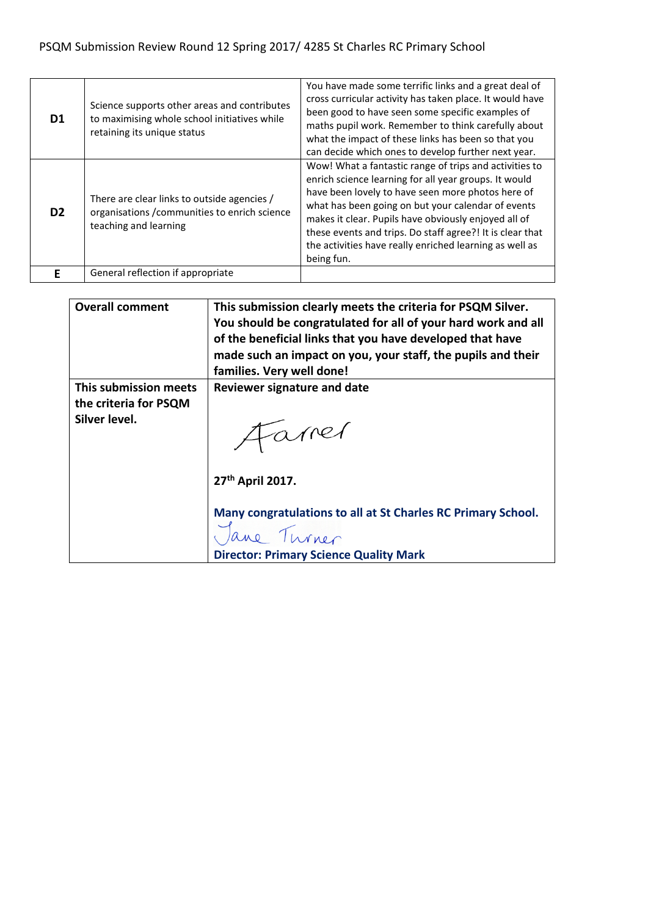| | | |
|---|---|---|
| **D1** | Science supports other areas and contributes to maximising whole school initiatives while retaining its unique status | You have made some terrific links and a great deal of cross curricular activity has taken place. It would have been good to have seen some specific examples of maths pupil work. Remember to think carefully about what the impact of these links has been so that you can decide which ones to develop further next year. |
| **D2** | There are clear links to outside agencies / organisations /communities to enrich science teaching and learning | Wow! What a fantastic range of trips and activities to enrich science learning for all year groups. It would have been lovely to have seen more photos here of what has been going on but your calendar of events makes it clear. Pupils have obviously enjoyed all of these events and trips. Do staff agree?! It is clear that the activities have really enriched learning as well as being fun. |
| **E** | General reflection if appropriate | |

| | |
|---|---|
| **Overall comment** | **This submission clearly meets the criteria for PSQM Silver. You should be congratulated for all of your hard work and all of the beneficial links that you have developed that have made such an impact on you, your staff, the pupils and their families. Very well done!** |
| **This submission meets the criteria for PSQM Silver level.** | **Reviewer signature and date**<br><br>Farrel<br><br>**27th April 2017.**<br><br>**Many congratulations to all at St Charles RC Primary School.**<br>Jane Turner<br>**Director: Primary Science Quality Mark** |